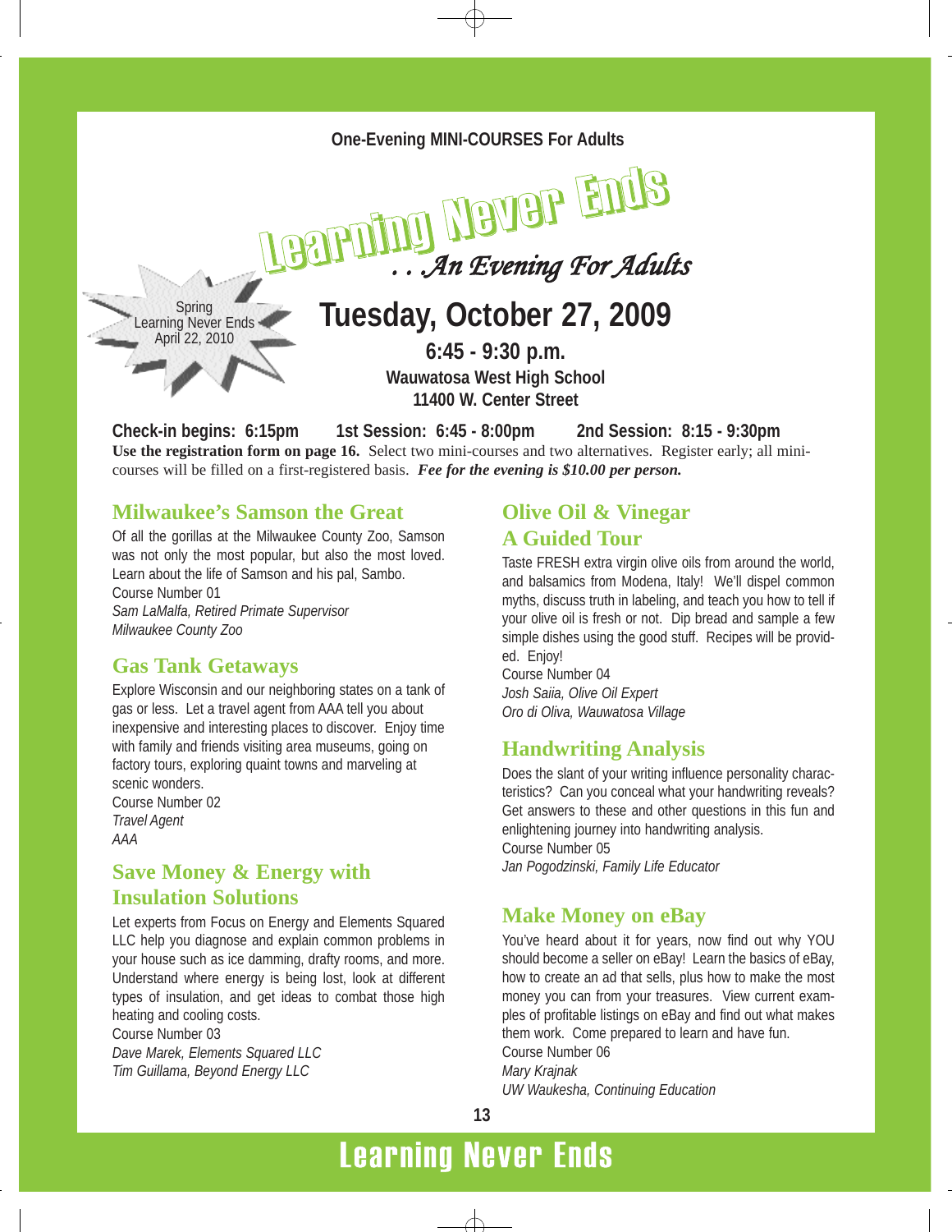One-Evening MINI-COURSES For Adults

# Learning Never Ends

## . . An Evening For Adults

Spring
Learning Never Ends
April 22, 2010

## Tuesday, October 27, 2009

**6:45 - 9:30 p.m.**

**Wauwatosa West High School**

**11400 W. Center Street**

**Check-in begins: 6:15pm  1st Session: 6:45 - 8:00pm  2nd Session: 8:15 - 9:30pm**

**Use the registration form on page 16.** Select two mini-courses and two alternatives. Register early; all mini-courses will be filled on a first-registered basis. ***Fee for the evening is $10.00 per person.***

### Milwaukee's Samson the Great

Of all the gorillas at the Milwaukee County Zoo, Samson was not only the most popular, but also the most loved. Learn about the life of Samson and his pal, Sambo.

Course Number 01

*Sam LaMalfa, Retired Primate Supervisor*
*Milwaukee County Zoo*

### Gas Tank Getaways

Explore Wisconsin and our neighboring states on a tank of gas or less. Let a travel agent from AAA tell you about inexpensive and interesting places to discover. Enjoy time with family and friends visiting area museums, going on factory tours, exploring quaint towns and marveling at scenic wonders.

Course Number 02

*Travel Agent*
*AAA*

### Save Money & Energy with Insulation Solutions

Let experts from Focus on Energy and Elements Squared LLC help you diagnose and explain common problems in your house such as ice damming, drafty rooms, and more. Understand where energy is being lost, look at different types of insulation, and get ideas to combat those high heating and cooling costs.

Course Number 03

*Dave Marek, Elements Squared LLC*
*Tim Guillama, Beyond Energy LLC*

### Olive Oil & Vinegar A Guided Tour

Taste FRESH extra virgin olive oils from around the world, and balsamics from Modena, Italy! We'll dispel common myths, discuss truth in labeling, and teach you how to tell if your olive oil is fresh or not. Dip bread and sample a few simple dishes using the good stuff. Recipes will be provided. Enjoy!

Course Number 04

*Josh Saiia, Olive Oil Expert*
*Oro di Oliva, Wauwatosa Village*

### Handwriting Analysis

Does the slant of your writing influence personality characteristics? Can you conceal what your handwriting reveals? Get answers to these and other questions in this fun and enlightening journey into handwriting analysis.

Course Number 05

*Jan Pogodzinski, Family Life Educator*

### Make Money on eBay

You've heard about it for years, now find out why YOU should become a seller on eBay! Learn the basics of eBay, how to create an ad that sells, plus how to make the most money you can from your treasures. View current examples of profitable listings on eBay and find out what makes them work. Come prepared to learn and have fun.

Course Number 06

*Mary Krajnak*
*UW Waukesha, Continuing Education*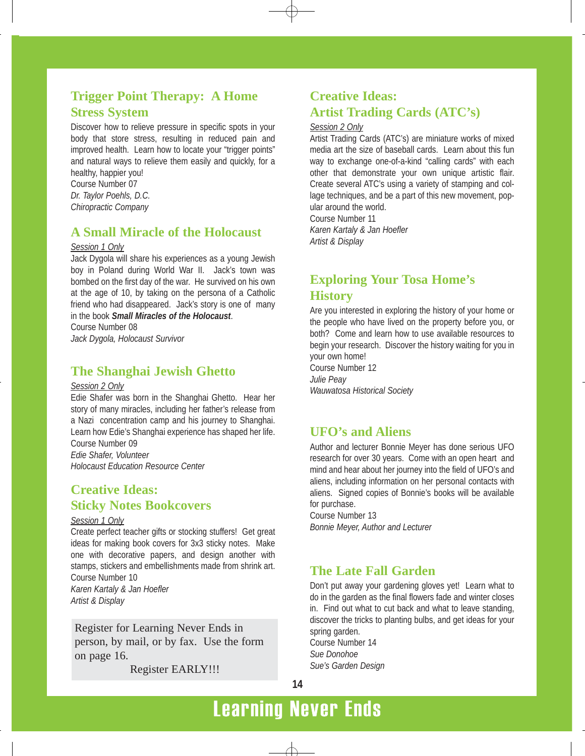## Trigger Point Therapy: A Home Stress System

Discover how to relieve pressure in specific spots in your body that store stress, resulting in reduced pain and improved health. Learn how to locate your "trigger points" and natural ways to relieve them easily and quickly, for a healthy, happier you!

Course Number 07

*Dr. Taylor Poehls, D.C.*

*Chiropractic Company*

## A Small Miracle of the Holocaust

*Session 1 Only*

Jack Dygola will share his experiences as a young Jewish boy in Poland during World War II. Jack's town was bombed on the first day of the war. He survived on his own at the age of 10, by taking on the persona of a Catholic friend who had disappeared. Jack's story is one of many in the book ***Small Miracles of the Holocaust***.

Course Number 08

*Jack Dygola, Holocaust Survivor*

## The Shanghai Jewish Ghetto

*Session 2 Only*

Edie Shafer was born in the Shanghai Ghetto. Hear her story of many miracles, including her father's release from a Nazi concentration camp and his journey to Shanghai. Learn how Edie's Shanghai experience has shaped her life.

Course Number 09

*Edie Shafer, Volunteer*

*Holocaust Education Resource Center*

## Creative Ideas: Sticky Notes Bookcovers

*Session 1 Only*

Create perfect teacher gifts or stocking stuffers! Get great ideas for making book covers for 3x3 sticky notes. Make one with decorative papers, and design another with stamps, stickers and embellishments made from shrink art.

Course Number 10

*Karen Kartaly & Jan Hoefler*

*Artist & Display*

Register for Learning Never Ends in person, by mail, or by fax. Use the form on page 16.

Register EARLY!!!

## Creative Ideas: Artist Trading Cards (ATC's)

*Session 2 Only*

Artist Trading Cards (ATC's) are miniature works of mixed media art the size of baseball cards. Learn about this fun way to exchange one-of-a-kind "calling cards" with each other that demonstrate your own unique artistic flair. Create several ATC's using a variety of stamping and collage techniques, and be a part of this new movement, popular around the world.

Course Number 11

*Karen Kartaly & Jan Hoefler*

*Artist & Display*

## Exploring Your Tosa Home's History

Are you interested in exploring the history of your home or the people who have lived on the property before you, or both? Come and learn how to use available resources to begin your research. Discover the history waiting for you in your own home!

Course Number 12

*Julie Peay*

*Wauwatosa Historical Society*

## UFO's and Aliens

Author and lecturer Bonnie Meyer has done serious UFO research for over 30 years. Come with an open heart and mind and hear about her journey into the field of UFO's and aliens, including information on her personal contacts with aliens. Signed copies of Bonnie's books will be available for purchase.

Course Number 13

*Bonnie Meyer, Author and Lecturer*

## The Late Fall Garden

Don't put away your gardening gloves yet! Learn what to do in the garden as the final flowers fade and winter closes in. Find out what to cut back and what to leave standing, discover the tricks to planting bulbs, and get ideas for your spring garden.

Course Number 14

*Sue Donohoe*

*Sue's Garden Design*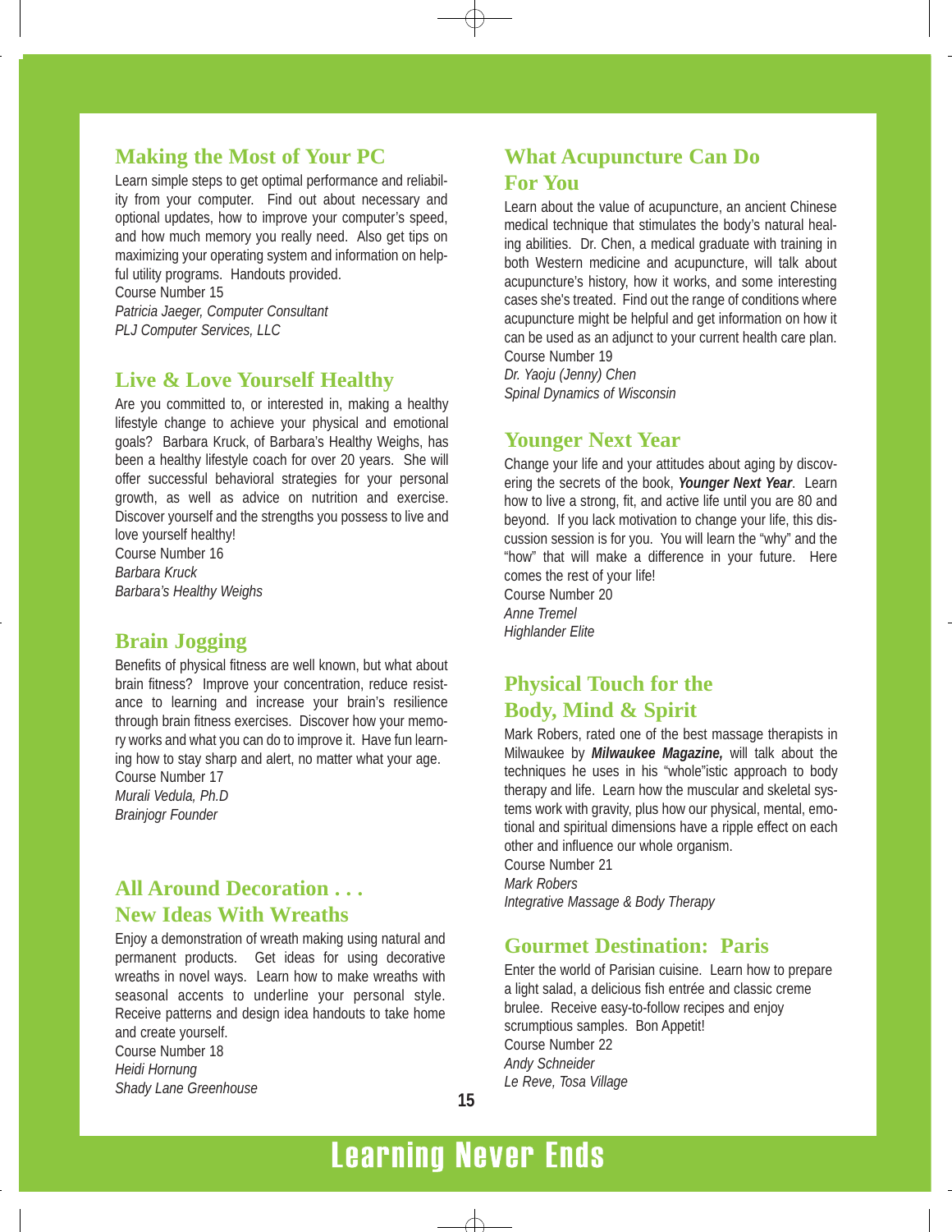## Making the Most of Your PC

Learn simple steps to get optimal performance and reliability from your computer. Find out about necessary and optional updates, how to improve your computer's speed, and how much memory you really need. Also get tips on maximizing your operating system and information on helpful utility programs. Handouts provided.
Course Number 15
*Patricia Jaeger, Computer Consultant*
*PLJ Computer Services, LLC*

## Live & Love Yourself Healthy

Are you committed to, or interested in, making a healthy lifestyle change to achieve your physical and emotional goals? Barbara Kruck, of Barbara's Healthy Weighs, has been a healthy lifestyle coach for over 20 years. She will offer successful behavioral strategies for your personal growth, as well as advice on nutrition and exercise. Discover yourself and the strengths you possess to live and love yourself healthy!
Course Number 16
*Barbara Kruck*
*Barbara's Healthy Weighs*

## Brain Jogging

Benefits of physical fitness are well known, but what about brain fitness? Improve your concentration, reduce resistance to learning and increase your brain's resilience through brain fitness exercises. Discover how your memory works and what you can do to improve it. Have fun learning how to stay sharp and alert, no matter what your age.
Course Number 17
*Murali Vedula, Ph.D*
*Brainjogr Founder*

## All Around Decoration . . . New Ideas With Wreaths

Enjoy a demonstration of wreath making using natural and permanent products. Get ideas for using decorative wreaths in novel ways. Learn how to make wreaths with seasonal accents to underline your personal style. Receive patterns and design idea handouts to take home and create yourself.
Course Number 18
*Heidi Hornung*
*Shady Lane Greenhouse*

## What Acupuncture Can Do For You

Learn about the value of acupuncture, an ancient Chinese medical technique that stimulates the body's natural healing abilities. Dr. Chen, a medical graduate with training in both Western medicine and acupuncture, will talk about acupuncture's history, how it works, and some interesting cases she's treated. Find out the range of conditions where acupuncture might be helpful and get information on how it can be used as an adjunct to your current health care plan.
Course Number 19
*Dr. Yaoju (Jenny) Chen*
*Spinal Dynamics of Wisconsin*

## Younger Next Year

Change your life and your attitudes about aging by discovering the secrets of the book, ***Younger Next Year***. Learn how to live a strong, fit, and active life until you are 80 and beyond. If you lack motivation to change your life, this discussion session is for you. You will learn the "why" and the "how" that will make a difference in your future. Here comes the rest of your life!
Course Number 20
*Anne Tremel*
*Highlander Elite*

## Physical Touch for the Body, Mind & Spirit

Mark Robers, rated one of the best massage therapists in Milwaukee by ***Milwaukee Magazine,*** will talk about the techniques he uses in his "whole"istic approach to body therapy and life. Learn how the muscular and skeletal systems work with gravity, plus how our physical, mental, emotional and spiritual dimensions have a ripple effect on each other and influence our whole organism.
Course Number 21
*Mark Robers*
*Integrative Massage & Body Therapy*

## Gourmet Destination: Paris

Enter the world of Parisian cuisine. Learn how to prepare a light salad, a delicious fish entrée and classic creme brulee. Receive easy-to-follow recipes and enjoy scrumptious samples. Bon Appetit!
Course Number 22
*Andy Schneider*
*Le Reve, Tosa Village*

**Learning Never Ends**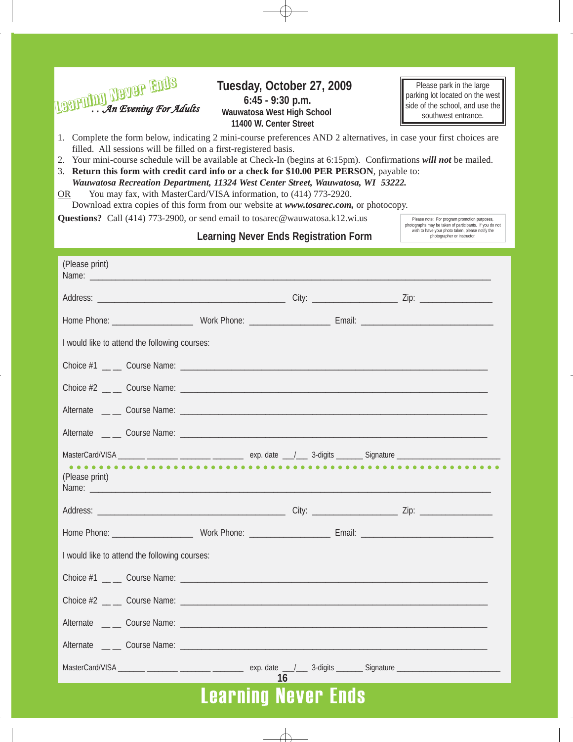# Learning Never Ends

*. . . An Evening For Adults*

**Tuesday, October 27, 2009**

**6:45 - 9:30 p.m.**

**Wauwatosa West High School**

**11400 W. Center Street**

Please park in the large parking lot located on the west side of the school, and use the southwest entrance.

1. Complete the form below, indicating 2 mini-course preferences AND 2 alternatives, in case your first choices are filled. All sessions will be filled on a first-registered basis.
2. Your mini-course schedule will be available at Check-In (begins at 6:15pm). Confirmations ***will not*** be mailed.
3. **Return this form with credit card info or a check for $10.00 PER PERSON**, payable to: ***Wauwatosa Recreation Department, 11324 West Center Street, Wauwatosa, WI 53222.***

OR You may fax, with MasterCard/VISA information, to (414) 773-2920.
Download extra copies of this form from our website at ***www.tosarec.com,*** or photocopy.

**Questions?** Call (414) 773-2900, or send email to tosarec@wauwatosa.k12.wi.us

Please note: For program promotion purposes, photographs may be taken of participants. If you do not wish to have your photo taken, please notify the photographer or instructor.

## Learning Never Ends Registration Form

(Please print)
Name: ______________________________

Address: ______________________ City: ____________ Zip: __________

Home Phone: ____________ Work Phone: ____________ Email: ________________

I would like to attend the following courses:

Choice #1 __ __ Course Name: ______________________________

Choice #2 __ __ Course Name: ______________________________

Alternate __ __ Course Name: ______________________________

Alternate __ __ Course Name: ______________________________

MasterCard/VISA _____ _____ _____ _____ exp. date ___/___ 3-digits _____ Signature ________________

(Please print)
Name: ______________________________

Address: ______________________ City: ____________ Zip: __________

Home Phone: ____________ Work Phone: ____________ Email: ________________

I would like to attend the following courses:

Choice #1 __ __ Course Name: ______________________________

Choice #2 __ __ Course Name: ______________________________

Alternate __ __ Course Name: ______________________________

Alternate __ __ Course Name: ______________________________

MasterCard/VISA _____ _____ _____ _____ exp. date ___/___ 3-digits _____ Signature ________________

Learning Never Ends